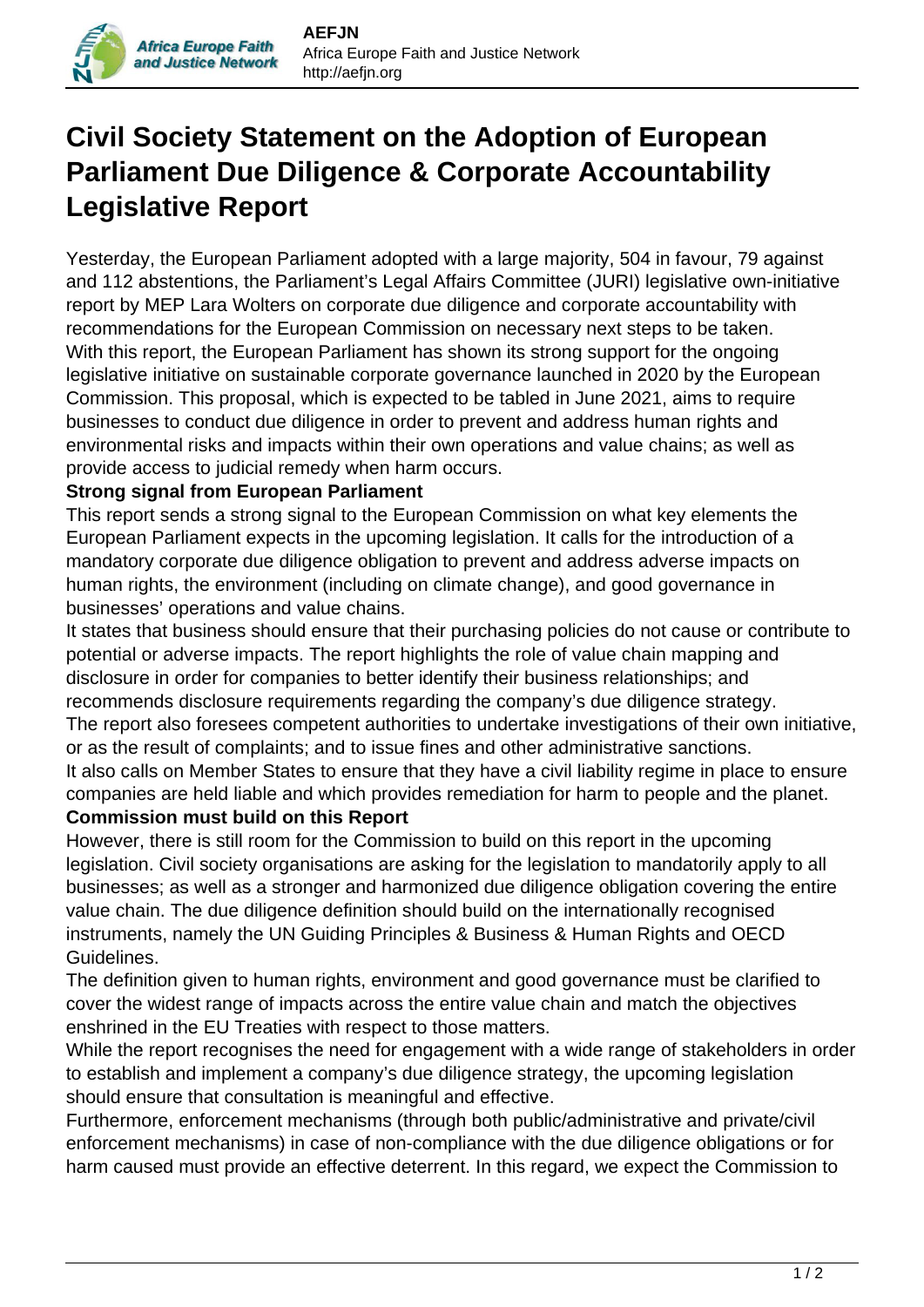# Civil Society Statement on the Adoption of European Parliament Due Diligence & Corporate Accountability Legislative Report

Yesterday, the European Parliament adopted with a large majority, 504 in favour, 79 against and 112 abstentions, the Parliament's Legal Affairs Committee (JURI) legislative own-initiative report by MEP Lara Wolters on corporate due diligence and corporate accountability with recommendations for the European Commission on necessary next steps to be taken.
With this report, the European Parliament has shown its strong support for the ongoing legislative initiative on sustainable corporate governance launched in 2020 by the European Commission. This proposal, which is expected to be tabled in June 2021, aims to require businesses to conduct due diligence in order to prevent and address human rights and environmental risks and impacts within their own operations and value chains; as well as provide access to judicial remedy when harm occurs.

**Strong signal from European Parliament**

This report sends a strong signal to the European Commission on what key elements the European Parliament expects in the upcoming legislation. It calls for the introduction of a mandatory corporate due diligence obligation to prevent and address adverse impacts on human rights, the environment (including on climate change), and good governance in businesses' operations and value chains.
It states that business should ensure that their purchasing policies do not cause or contribute to potential or adverse impacts. The report highlights the role of value chain mapping and disclosure in order for companies to better identify their business relationships; and recommends disclosure requirements regarding the company's due diligence strategy.
The report also foresees competent authorities to undertake investigations of their own initiative, or as the result of complaints; and to issue fines and other administrative sanctions.
It also calls on Member States to ensure that they have a civil liability regime in place to ensure companies are held liable and which provides remediation for harm to people and the planet.

**Commission must build on this Report**

However, there is still room for the Commission to build on this report in the upcoming legislation. Civil society organisations are asking for the legislation to mandatorily apply to all businesses; as well as a stronger and harmonized due diligence obligation covering the entire value chain. The due diligence definition should build on the internationally recognised instruments, namely the UN Guiding Principles & Business & Human Rights and OECD Guidelines.
The definition given to human rights, environment and good governance must be clarified to cover the widest range of impacts across the entire value chain and match the objectives enshrined in the EU Treaties with respect to those matters.
While the report recognises the need for engagement with a wide range of stakeholders in order to establish and implement a company's due diligence strategy, the upcoming legislation should ensure that consultation is meaningful and effective.
Furthermore, enforcement mechanisms (through both public/administrative and private/civil enforcement mechanisms) in case of non-compliance with the due diligence obligations or for harm caused must provide an effective deterrent. In this regard, we expect the Commission to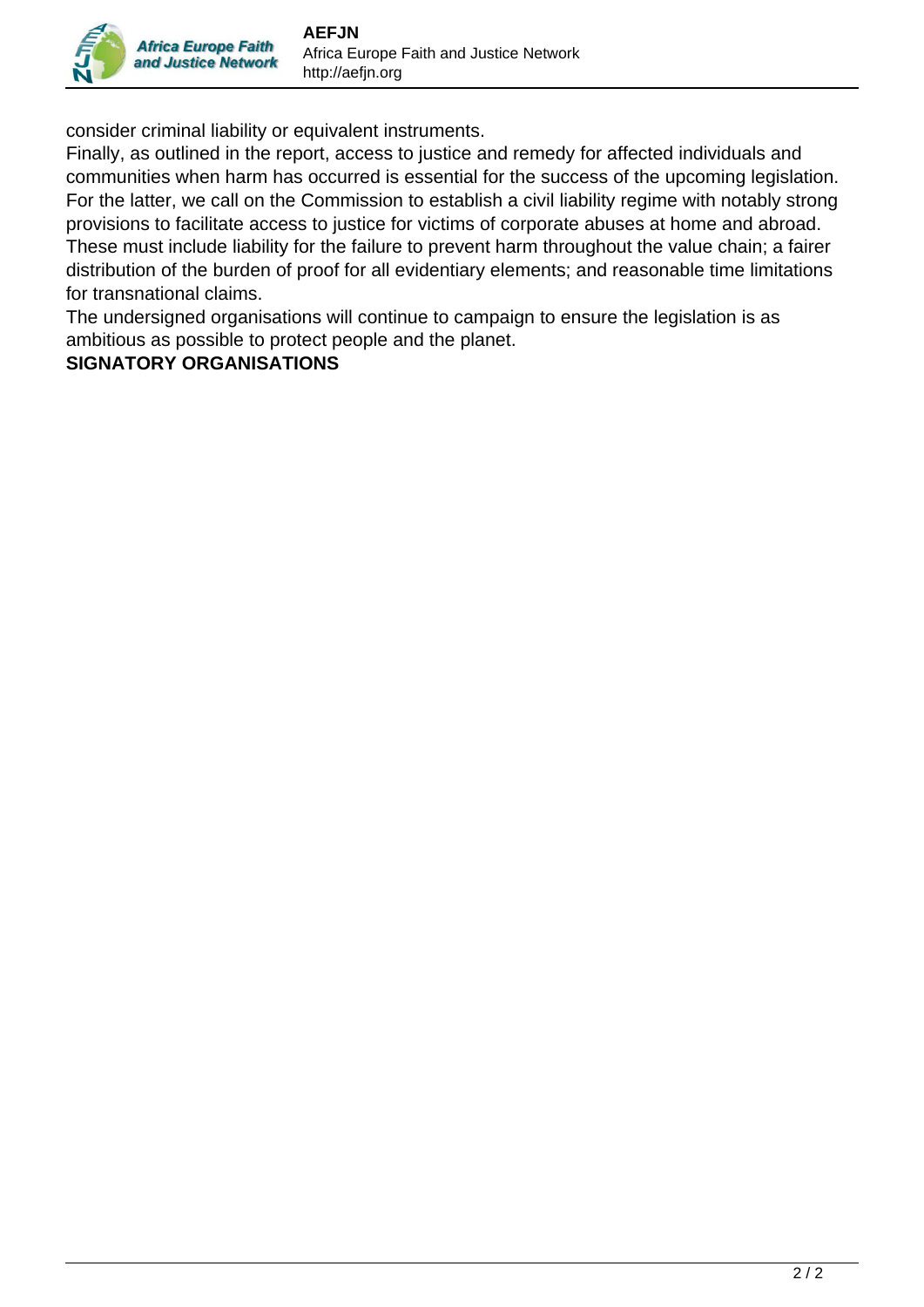consider criminal liability or equivalent instruments.

Finally, as outlined in the report, access to justice and remedy for affected individuals and communities when harm has occurred is essential for the success of the upcoming legislation. For the latter, we call on the Commission to establish a civil liability regime with notably strong provisions to facilitate access to justice for victims of corporate abuses at home and abroad. These must include liability for the failure to prevent harm throughout the value chain; a fairer distribution of the burden of proof for all evidentiary elements; and reasonable time limitations for transnational claims.

The undersigned organisations will continue to campaign to ensure the legislation is as ambitious as possible to protect people and the planet.

**SIGNATORY ORGANISATIONS**